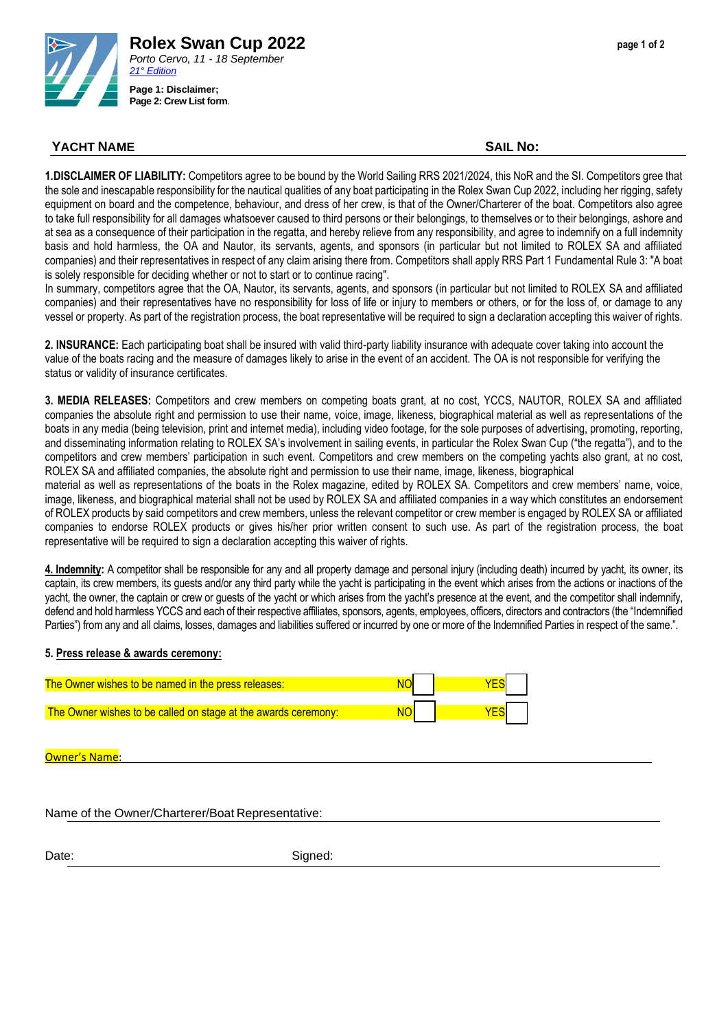# Rolex Swan Cup 2022

*Porto Cervo, 11 - 18 September*
*21° Edition*

**Page 1: Disclaimer;**
**Page 2: Crew List form.**

**YACHT NAME** **SAIL No:**

**1.DISCLAIMER OF LIABILITY:** Competitors agree to be bound by the World Sailing RRS 2021/2024, this NoR and the SI. Competitors gree that the sole and inescapable responsibility for the nautical qualities of any boat participating in the Rolex Swan Cup 2022, including her rigging, safety equipment on board and the competence, behaviour, and dress of her crew, is that of the Owner/Charterer of the boat. Competitors also agree to take full responsibility for all damages whatsoever caused to third persons or their belongings, to themselves or to their belongings, ashore and at sea as a consequence of their participation in the regatta, and hereby relieve from any responsibility, and agree to indemnify on a full indemnity basis and hold harmless, the OA and Nautor, its servants, agents, and sponsors (in particular but not limited to ROLEX SA and affiliated companies) and their representatives in respect of any claim arising there from. Competitors shall apply RRS Part 1 Fundamental Rule 3: "A boat is solely responsible for deciding whether or not to start or to continue racing".
In summary, competitors agree that the OA, Nautor, its servants, agents, and sponsors (in particular but not limited to ROLEX SA and affiliated companies) and their representatives have no responsibility for loss of life or injury to members or others, or for the loss of, or damage to any vessel or property. As part of the registration process, the boat representative will be required to sign a declaration accepting this waiver of rights.

**2. INSURANCE:** Each participating boat shall be insured with valid third-party liability insurance with adequate cover taking into account the value of the boats racing and the measure of damages likely to arise in the event of an accident. The OA is not responsible for verifying the status or validity of insurance certificates.

**3. MEDIA RELEASES:** Competitors and crew members on competing boats grant, at no cost, YCCS, NAUTOR, ROLEX SA and affiliated companies the absolute right and permission to use their name, voice, image, likeness, biographical material as well as representations of the boats in any media (being television, print and internet media), including video footage, for the sole purposes of advertising, promoting, reporting, and disseminating information relating to ROLEX SA's involvement in sailing events, in particular the Rolex Swan Cup ("the regatta"), and to the competitors and crew members' participation in such event. Competitors and crew members on the competing yachts also grant, at no cost, ROLEX SA and affiliated companies, the absolute right and permission to use their name, image, likeness, biographical
material as well as representations of the boats in the Rolex magazine, edited by ROLEX SA. Competitors and crew members' name, voice, image, likeness, and biographical material shall not be used by ROLEX SA and affiliated companies in a way which constitutes an endorsement of ROLEX products by said competitors and crew members, unless the relevant competitor or crew member is engaged by ROLEX SA or affiliated companies to endorse ROLEX products or gives his/her prior written consent to such use. As part of the registration process, the boat representative will be required to sign a declaration accepting this waiver of rights.

**4. Indemnity:** A competitor shall be responsible for any and all property damage and personal injury (including death) incurred by yacht, its owner, its captain, its crew members, its guests and/or any third party while the yacht is participating in the event which arises from the actions or inactions of the yacht, the owner, the captain or crew or guests of the yacht or which arises from the yacht's presence at the event, and the competitor shall indemnify, defend and hold harmless YCCS and each of their respective affiliates, sponsors, agents, employees, officers, directors and contractors (the "Indemnified Parties") from any and all claims, losses, damages and liabilities suffered or incurred by one or more of the Indemnified Parties in respect of the same.".

**5. Press release & awards ceremony:**

| | | |
|---|---|---|
| The Owner wishes to be named in the press releases: | NO ☐ | YES ☐ |
| The Owner wishes to be called on stage at the awards ceremony: | NO ☐ | YES ☐ |

Owner's Name: ______________________________

Name of the Owner/Charterer/Boat Representative: ______________________________

Date: ______________ Signed: ______________________________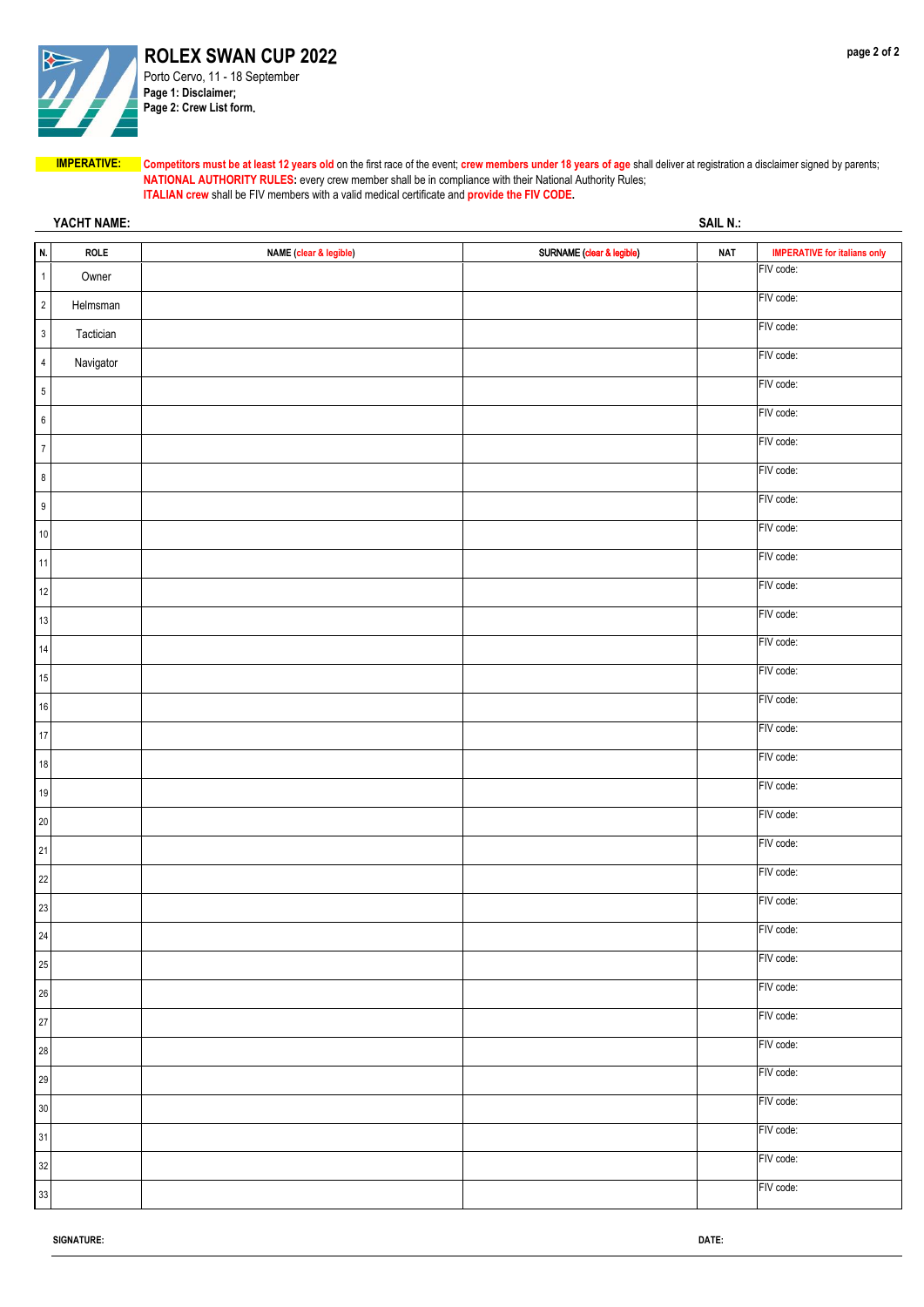# ROLEX SWAN CUP 2022

Porto Cervo, 11 - 18 September

**Page 1: Disclaimer;**
**Page 2: Crew List form.**

**IMPERATIVE:** **Competitors must be at least 12 years old** on the first race of the event; **crew members under 18 years of age** shall deliver at registration a disclaimer signed by parents;
**NATIONAL AUTHORITY RULES:** every crew member shall be in compliance with their National Authority Rules;
**ITALIAN crew** shall be FIV members with a valid medical certificate and **provide the FIV CODE.**

**YACHT NAME:** **SAIL N.:**

| N. | ROLE | NAME (clear & legible) | SURNAME (clear & legible) | NAT | IMPERATIVE for italians only |
|---|---|---|---|---|---|
| 1 | Owner | | | | FIV code: |
| 2 | Helmsman | | | | FIV code: |
| 3 | Tactician | | | | FIV code: |
| 4 | Navigator | | | | FIV code: |
| 5 | | | | | FIV code: |
| 6 | | | | | FIV code: |
| 7 | | | | | FIV code: |
| 8 | | | | | FIV code: |
| 9 | | | | | FIV code: |
| 10 | | | | | FIV code: |
| 11 | | | | | FIV code: |
| 12 | | | | | FIV code: |
| 13 | | | | | FIV code: |
| 14 | | | | | FIV code: |
| 15 | | | | | FIV code: |
| 16 | | | | | FIV code: |
| 17 | | | | | FIV code: |
| 18 | | | | | FIV code: |
| 19 | | | | | FIV code: |
| 20 | | | | | FIV code: |
| 21 | | | | | FIV code: |
| 22 | | | | | FIV code: |
| 23 | | | | | FIV code: |
| 24 | | | | | FIV code: |
| 25 | | | | | FIV code: |
| 26 | | | | | FIV code: |
| 27 | | | | | FIV code: |
| 28 | | | | | FIV code: |
| 29 | | | | | FIV code: |
| 30 | | | | | FIV code: |
| 31 | | | | | FIV code: |
| 32 | | | | | FIV code: |
| 33 | | | | | FIV code: |

**SIGNATURE:** **DATE:**